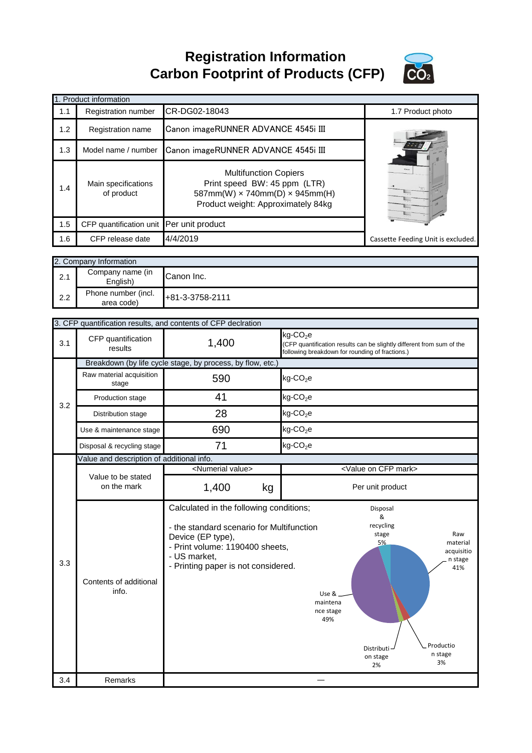# Registration Information
# Carbon Footprint of Products (CFP)

| 1. Product information | | | |
|---|---|---|---|
| 1.1 | Registration number | CR-DG02-18043 | 1.7 Product photo |
| 1.2 | Registration name | Canon imageRUNNER ADVANCE 4545i III | |
| 1.3 | Model name / number | Canon imageRUNNER ADVANCE 4545i III | |
| 1.4 | Main specifications of product | Multifunction Copiers<br>Print speed BW: 45 ppm (LTR)<br>587mm(W) × 740mm(D) × 945mm(H)<br>Product weight: Approximately 84kg | |
| 1.5 | CFP quantification unit | Per unit product | |
| 1.6 | CFP release date | 4/4/2019 | Cassette Feeding Unit is excluded. |

| 2. Company Information | | |
|---|---|---|
| 2.1 | Company name (in English) | Canon Inc. |
| 2.2 | Phone number (incl. area code) | +81-3-3758-2111 |

| 3. CFP quantification results, and contents of CFP declration | | | |
|---|---|---|---|
| 3.1 | CFP quantification results | 1,400 | $kg\text{-}CO_2e$<br>(CFP quantification results can be slightly different from sum of the following breakdown for rounding of fractions.) |
| 3.2 | Breakdown (by life cycle stage, by process, by flow, etc.) | | |
| | Raw material acquisition stage | 590 | $kg\text{-}CO_2e$ |
| | Production stage | 41 | $kg\text{-}CO_2e$ |
| | Distribution stage | 28 | $kg\text{-}CO_2e$ |
| | Use & maintenance stage | 690 | $kg\text{-}CO_2e$ |
| | Disposal & recycling stage | 71 | $kg\text{-}CO_2e$ |
| 3.3 | Value and description of additional info. | | |
| | Value to be stated on the mark | <Numerial value><br>1,400 kg | <Value on CFP mark><br>Per unit product |
| | Contents of additional info. | Calculated in the following conditions;<br>- the standard scenario for Multifunction Device (EP type),<br>- Print volume: 1190400 sheets,<br>- US market,<br>- Printing paper is not considered. | Raw material acquisition stage 41%<br>Production stage 3%<br>Distribution stage 2%<br>Use & maintenance stage 49%<br>Disposal & recycling stage 5% |
| 3.4 | Remarks | — | |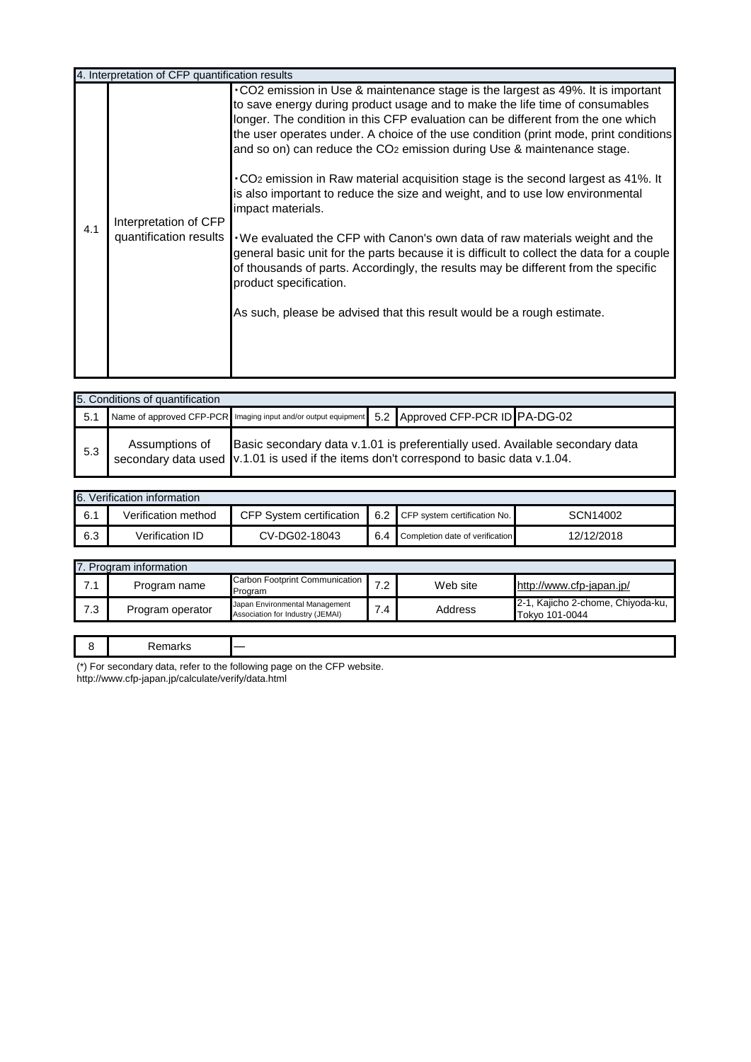| 4. Interpretation of CFP quantification results | | |
|---|---|---|
| 4.1 | Interpretation of CFP quantification results | ・$CO_2$ emission in Use & maintenance stage is the largest as 49%. It is important to save energy during product usage and to make the life time of consumables longer. The condition in this CFP evaluation can be different from the one which the user operates under. A choice of the use condition (print mode, print conditions and so on) can reduce the $CO_2$ emission during Use & maintenance stage.<br><br>・$CO_2$ emission in Raw material acquisition stage is the second largest as 41%. It is also important to reduce the size and weight, and to use low environmental impact materials.<br><br>・We evaluated the CFP with Canon's own data of raw materials weight and the general basic unit for the parts because it is difficult to collect the data for a couple of thousands of parts. Accordingly, the results may be different from the specific product specification.<br><br>As such, please be advised that this result would be a rough estimate. |

| 5. Conditions of quantification | | | | | |
|---|---|---|---|---|---|
| 5.1 | Name of approved CFP-PCR | Imaging input and/or output equipment | 5.2 | Approved CFP-PCR ID | PA-DG-02 |
| 5.3 | Assumptions of secondary data used | Basic secondary data v.1.01 is preferentially used. Available secondary data v.1.01 is used if the items don't correspond to basic data v.1.04. | | | |

| 6. Verification information | | | | | |
|---|---|---|---|---|---|
| 6.1 | Verification method | CFP System certification | 6.2 | CFP system certification No. | SCN14002 |
| 6.3 | Verification ID | CV-DG02-18043 | 6.4 | Completion date of verification | 12/12/2018 |

| 7. Program information | | | | | |
|---|---|---|---|---|---|
| 7.1 | Program name | Carbon Footprint Communication Program | 7.2 | Web site | http://www.cfp-japan.jp/ |
| 7.3 | Program operator | Japan Environmental Management Association for Industry (JEMAI) | 7.4 | Address | 2-1, Kajicho 2-chome, Chiyoda-ku, Tokyo 101-0044 |

| | | |
|---|---|---|
| 8 | Remarks | — |

(*) For secondary data, refer to the following page on the CFP website.
http://www.cfp-japan.jp/calculate/verify/data.html